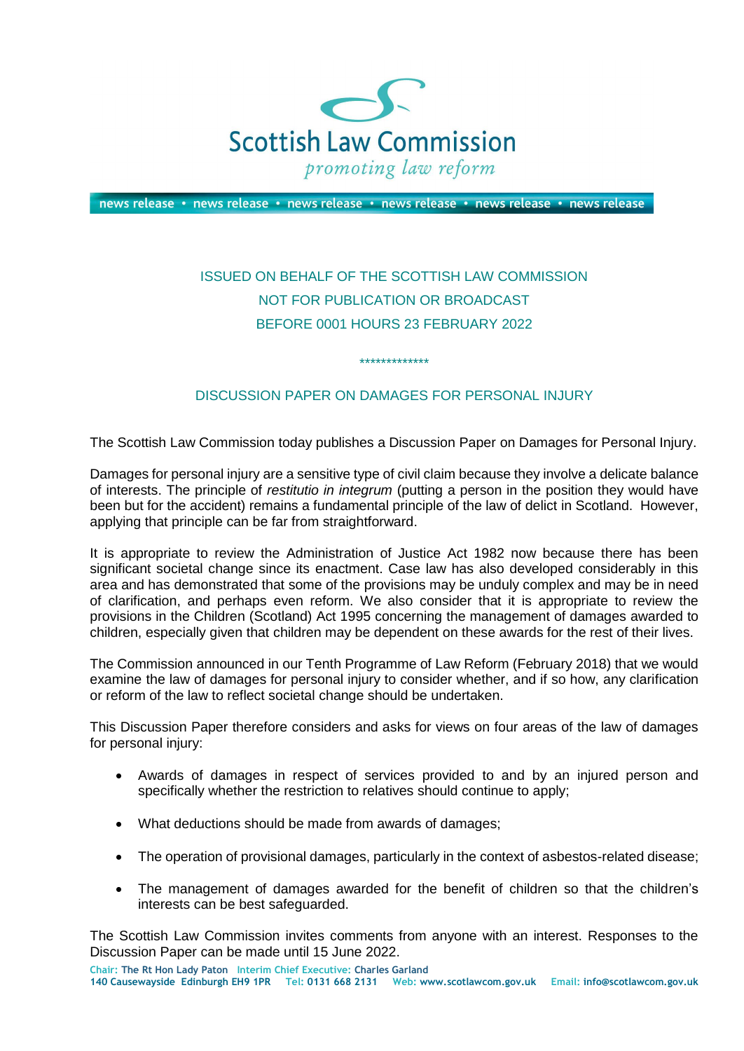Scottish Law Commission

*promoting law reform*

news release • news release • news release • news release • news release • news release

ISSUED ON BEHALF OF THE SCOTTISH LAW COMMISSION
NOT FOR PUBLICATION OR BROADCAST
BEFORE 0001 HOURS 23 FEBRUARY 2022

*************

## DISCUSSION PAPER ON DAMAGES FOR PERSONAL INJURY

The Scottish Law Commission today publishes a Discussion Paper on Damages for Personal Injury.

Damages for personal injury are a sensitive type of civil claim because they involve a delicate balance of interests. The principle of *restitutio in integrum* (putting a person in the position they would have been but for the accident) remains a fundamental principle of the law of delict in Scotland. However, applying that principle can be far from straightforward.

It is appropriate to review the Administration of Justice Act 1982 now because there has been significant societal change since its enactment. Case law has also developed considerably in this area and has demonstrated that some of the provisions may be unduly complex and may be in need of clarification, and perhaps even reform. We also consider that it is appropriate to review the provisions in the Children (Scotland) Act 1995 concerning the management of damages awarded to children, especially given that children may be dependent on these awards for the rest of their lives.

The Commission announced in our Tenth Programme of Law Reform (February 2018) that we would examine the law of damages for personal injury to consider whether, and if so how, any clarification or reform of the law to reflect societal change should be undertaken.

This Discussion Paper therefore considers and asks for views on four areas of the law of damages for personal injury:

- Awards of damages in respect of services provided to and by an injured person and specifically whether the restriction to relatives should continue to apply;
- What deductions should be made from awards of damages;
- The operation of provisional damages, particularly in the context of asbestos-related disease;
- The management of damages awarded for the benefit of children so that the children's interests can be best safeguarded.

The Scottish Law Commission invites comments from anyone with an interest. Responses to the Discussion Paper can be made until 15 June 2022.

**Chair:** The Rt Hon Lady Paton **Interim Chief Executive:** Charles Garland
140 Causewayside Edinburgh EH9 1PR **Tel:** 0131 668 2131 **Web:** www.scotlawcom.gov.uk **Email:** info@scotlawcom.gov.uk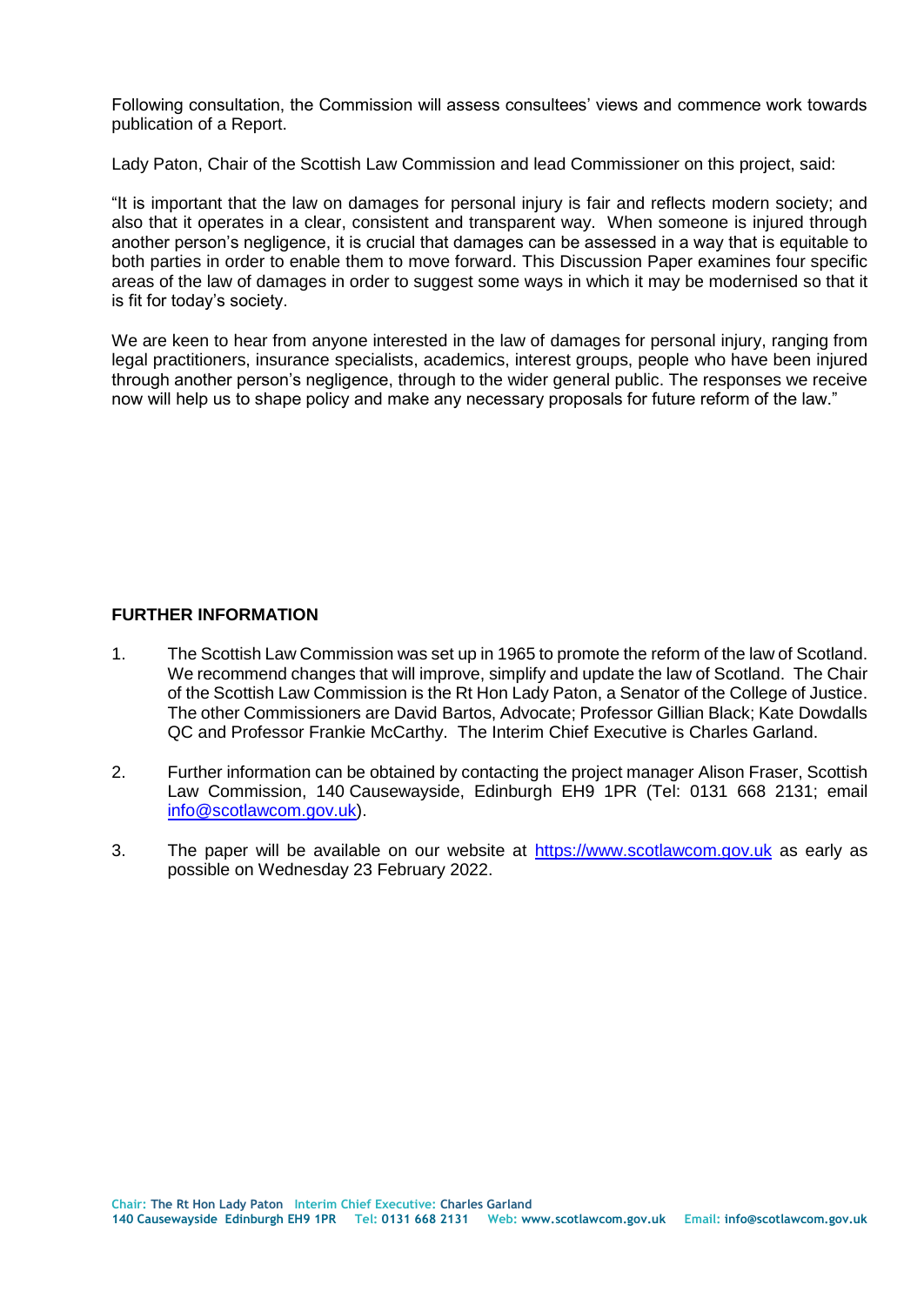Following consultation, the Commission will assess consultees' views and commence work towards publication of a Report.

Lady Paton, Chair of the Scottish Law Commission and lead Commissioner on this project, said:

"It is important that the law on damages for personal injury is fair and reflects modern society; and also that it operates in a clear, consistent and transparent way. When someone is injured through another person's negligence, it is crucial that damages can be assessed in a way that is equitable to both parties in order to enable them to move forward. This Discussion Paper examines four specific areas of the law of damages in order to suggest some ways in which it may be modernised so that it is fit for today's society.

We are keen to hear from anyone interested in the law of damages for personal injury, ranging from legal practitioners, insurance specialists, academics, interest groups, people who have been injured through another person's negligence, through to the wider general public. The responses we receive now will help us to shape policy and make any necessary proposals for future reform of the law."

**FURTHER INFORMATION**

1. The Scottish Law Commission was set up in 1965 to promote the reform of the law of Scotland. We recommend changes that will improve, simplify and update the law of Scotland. The Chair of the Scottish Law Commission is the Rt Hon Lady Paton, a Senator of the College of Justice. The other Commissioners are David Bartos, Advocate; Professor Gillian Black; Kate Dowdalls QC and Professor Frankie McCarthy. The Interim Chief Executive is Charles Garland.

2. Further information can be obtained by contacting the project manager Alison Fraser, Scottish Law Commission, 140 Causewayside, Edinburgh EH9 1PR (Tel: 0131 668 2131; email info@scotlawcom.gov.uk).

3. The paper will be available on our website at https://www.scotlawcom.gov.uk as early as possible on Wednesday 23 February 2022.